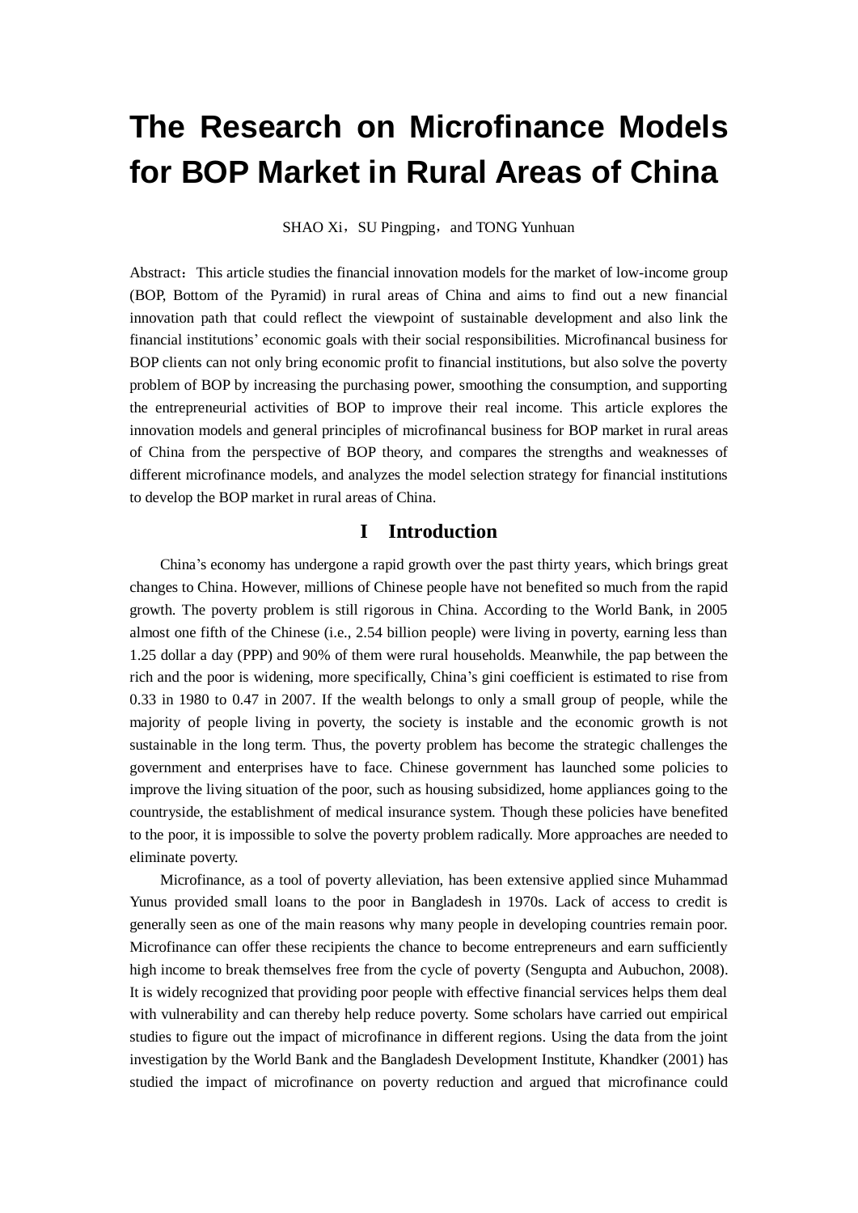# The Research on Microfinance Models for BOP Market in Rural Areas of China

SHAO Xi，SU Pingping，and TONG Yunhuan

Abstract：This article studies the financial innovation models for the market of low-income group (BOP, Bottom of the Pyramid) in rural areas of China and aims to find out a new financial innovation path that could reflect the viewpoint of sustainable development and also link the financial institutions' economic goals with their social responsibilities. Microfinancal business for BOP clients can not only bring economic profit to financial institutions, but also solve the poverty problem of BOP by increasing the purchasing power, smoothing the consumption, and supporting the entrepreneurial activities of BOP to improve their real income. This article explores the innovation models and general principles of microfinancal business for BOP market in rural areas of China from the perspective of BOP theory, and compares the strengths and weaknesses of different microfinance models, and analyzes the model selection strategy for financial institutions to develop the BOP market in rural areas of China.

## I Introduction

China's economy has undergone a rapid growth over the past thirty years, which brings great changes to China. However, millions of Chinese people have not benefited so much from the rapid growth. The poverty problem is still rigorous in China. According to the World Bank, in 2005 almost one fifth of the Chinese (i.e., 2.54 billion people) were living in poverty, earning less than 1.25 dollar a day (PPP) and 90% of them were rural households. Meanwhile, the pap between the rich and the poor is widening, more specifically, China's gini coefficient is estimated to rise from 0.33 in 1980 to 0.47 in 2007. If the wealth belongs to only a small group of people, while the majority of people living in poverty, the society is instable and the economic growth is not sustainable in the long term. Thus, the poverty problem has become the strategic challenges the government and enterprises have to face. Chinese government has launched some policies to improve the living situation of the poor, such as housing subsidized, home appliances going to the countryside, the establishment of medical insurance system. Though these policies have benefited to the poor, it is impossible to solve the poverty problem radically. More approaches are needed to eliminate poverty.

Microfinance, as a tool of poverty alleviation, has been extensive applied since Muhammad Yunus provided small loans to the poor in Bangladesh in 1970s. Lack of access to credit is generally seen as one of the main reasons why many people in developing countries remain poor. Microfinance can offer these recipients the chance to become entrepreneurs and earn sufficiently high income to break themselves free from the cycle of poverty (Sengupta and Aubuchon, 2008). It is widely recognized that providing poor people with effective financial services helps them deal with vulnerability and can thereby help reduce poverty. Some scholars have carried out empirical studies to figure out the impact of microfinance in different regions. Using the data from the joint investigation by the World Bank and the Bangladesh Development Institute, Khandker (2001) has studied the impact of microfinance on poverty reduction and argued that microfinance could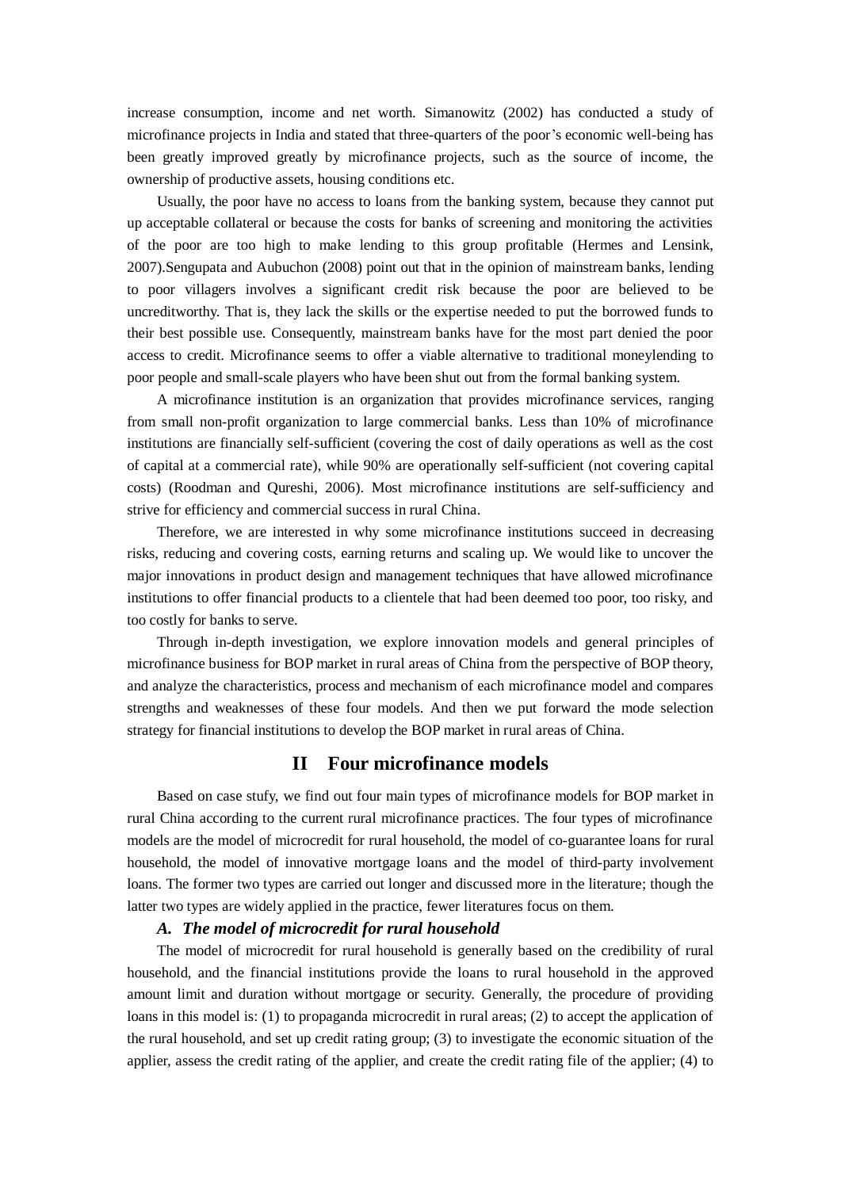increase consumption, income and net worth. Simanowitz (2002) has conducted a study of microfinance projects in India and stated that three-quarters of the poor's economic well-being has been greatly improved greatly by microfinance projects, such as the source of income, the ownership of productive assets, housing conditions etc.

Usually, the poor have no access to loans from the banking system, because they cannot put up acceptable collateral or because the costs for banks of screening and monitoring the activities of the poor are too high to make lending to this group profitable (Hermes and Lensink, 2007).Sengupata and Aubuchon (2008) point out that in the opinion of mainstream banks, lending to poor villagers involves a significant credit risk because the poor are believed to be uncreditworthy. That is, they lack the skills or the expertise needed to put the borrowed funds to their best possible use. Consequently, mainstream banks have for the most part denied the poor access to credit. Microfinance seems to offer a viable alternative to traditional moneylending to poor people and small-scale players who have been shut out from the formal banking system.

A microfinance institution is an organization that provides microfinance services, ranging from small non-profit organization to large commercial banks. Less than 10% of microfinance institutions are financially self-sufficient (covering the cost of daily operations as well as the cost of capital at a commercial rate), while 90% are operationally self-sufficient (not covering capital costs) (Roodman and Qureshi, 2006). Most microfinance institutions are self-sufficiency and strive for efficiency and commercial success in rural China.

Therefore, we are interested in why some microfinance institutions succeed in decreasing risks, reducing and covering costs, earning returns and scaling up. We would like to uncover the major innovations in product design and management techniques that have allowed microfinance institutions to offer financial products to a clientele that had been deemed too poor, too risky, and too costly for banks to serve.

Through in-depth investigation, we explore innovation models and general principles of microfinance business for BOP market in rural areas of China from the perspective of BOP theory, and analyze the characteristics, process and mechanism of each microfinance model and compares strengths and weaknesses of these four models. And then we put forward the mode selection strategy for financial institutions to develop the BOP market in rural areas of China.

## II Four microfinance models

Based on case stufy, we find out four main types of microfinance models for BOP market in rural China according to the current rural microfinance practices. The four types of microfinance models are the model of microcredit for rural household, the model of co-guarantee loans for rural household, the model of innovative mortgage loans and the model of third-party involvement loans. The former two types are carried out longer and discussed more in the literature; though the latter two types are widely applied in the practice, fewer literatures focus on them.

### *A. The model of microcredit for rural household*

The model of microcredit for rural household is generally based on the credibility of rural household, and the financial institutions provide the loans to rural household in the approved amount limit and duration without mortgage or security. Generally, the procedure of providing loans in this model is: (1) to propaganda microcredit in rural areas; (2) to accept the application of the rural household, and set up credit rating group; (3) to investigate the economic situation of the applier, assess the credit rating of the applier, and create the credit rating file of the applier; (4) to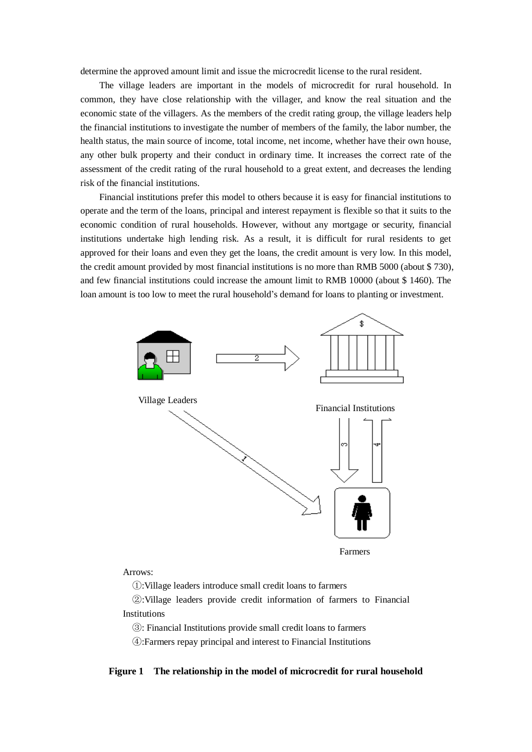determine the approved amount limit and issue the microcredit license to the rural resident.

The village leaders are important in the models of microcredit for rural household. In common, they have close relationship with the villager, and know the real situation and the economic state of the villagers. As the members of the credit rating group, the village leaders help the financial institutions to investigate the number of members of the family, the labor number, the health status, the main source of income, total income, net income, whether have their own house, any other bulk property and their conduct in ordinary time. It increases the correct rate of the assessment of the credit rating of the rural household to a great extent, and decreases the lending risk of the financial institutions.

Financial institutions prefer this model to others because it is easy for financial institutions to operate and the term of the loans, principal and interest repayment is flexible so that it suits to the economic condition of rural households. However, without any mortgage or security, financial institutions undertake high lending risk. As a result, it is difficult for rural residents to get approved for their loans and even they get the loans, the credit amount is very low. In this model, the credit amount provided by most financial institutions is no more than RMB 5000 (about $ 730), and few financial institutions could increase the amount limit to RMB 10000 (about $ 1460). The loan amount is too low to meet the rural household's demand for loans to planting or investment.

Village Leaders

Financial Institutions

Farmers

Arrows:

①:Village leaders introduce small credit loans to farmers

②:Village leaders provide credit information of farmers to Financial Institutions

③: Financial Institutions provide small credit loans to farmers

④:Farmers repay principal and interest to Financial Institutions

**Figure 1 The relationship in the model of microcredit for rural household**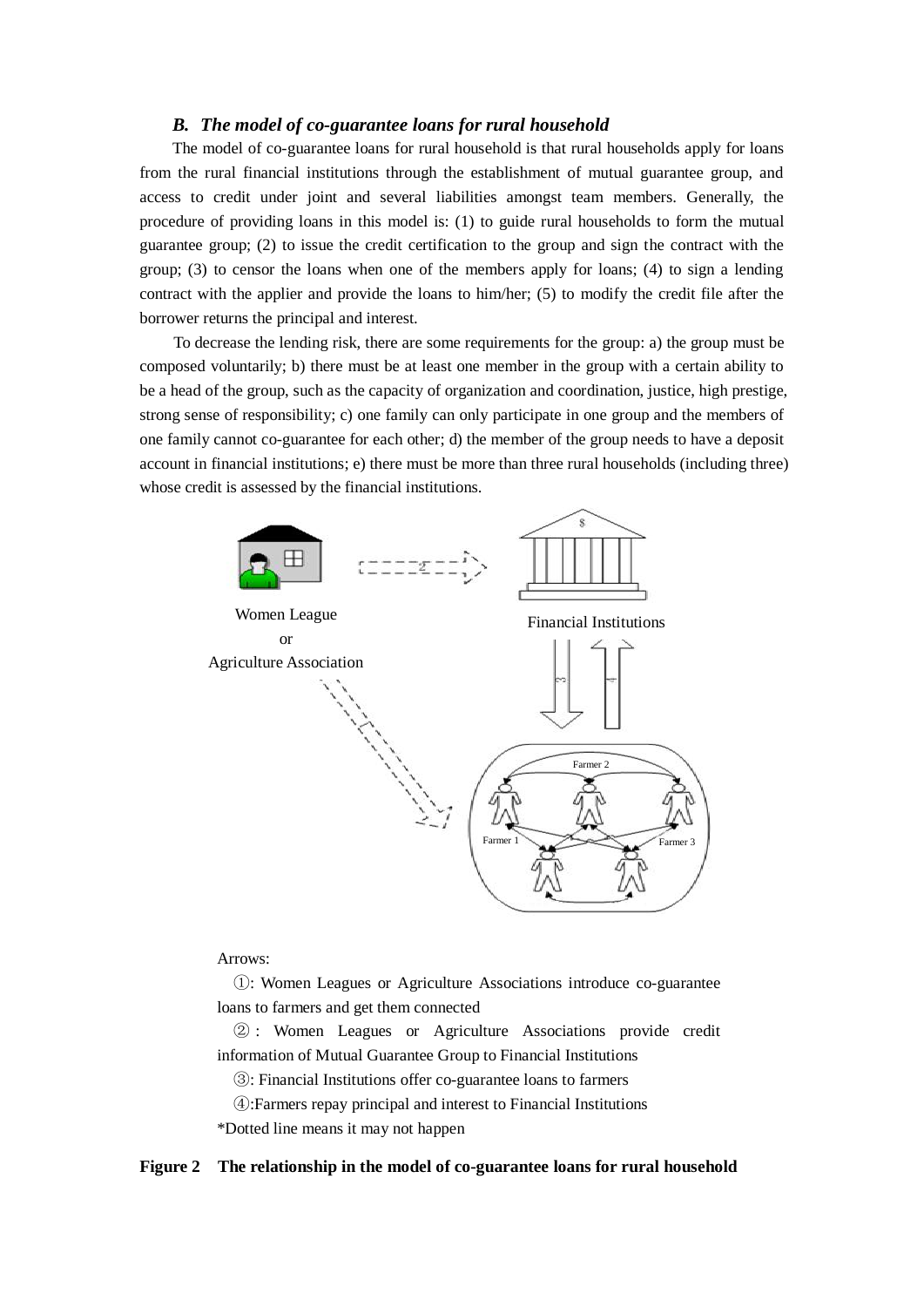### *B. The model of co-guarantee loans for rural household*

The model of co-guarantee loans for rural household is that rural households apply for loans from the rural financial institutions through the establishment of mutual guarantee group, and access to credit under joint and several liabilities amongst team members. Generally, the procedure of providing loans in this model is: (1) to guide rural households to form the mutual guarantee group; (2) to issue the credit certification to the group and sign the contract with the group; (3) to censor the loans when one of the members apply for loans; (4) to sign a lending contract with the applier and provide the loans to him/her; (5) to modify the credit file after the borrower returns the principal and interest.

To decrease the lending risk, there are some requirements for the group: a) the group must be composed voluntarily; b) there must be at least one member in the group with a certain ability to be a head of the group, such as the capacity of organization and coordination, justice, high prestige, strong sense of responsibility; c) one family can only participate in one group and the members of one family cannot co-guarantee for each other; d) the member of the group needs to have a deposit account in financial institutions; e) there must be more than three rural households (including three) whose credit is assessed by the financial institutions.

Women League or Agriculture Association

Financial Institutions

Farmer 1 Farmer 2 Farmer 3

Arrows:

①: Women Leagues or Agriculture Associations introduce co-guarantee loans to farmers and get them connected

②: Women Leagues or Agriculture Associations provide credit information of Mutual Guarantee Group to Financial Institutions

③: Financial Institutions offer co-guarantee loans to farmers

④:Farmers repay principal and interest to Financial Institutions

*Dotted line means it may not happen

**Figure 2 The relationship in the model of co-guarantee loans for rural household**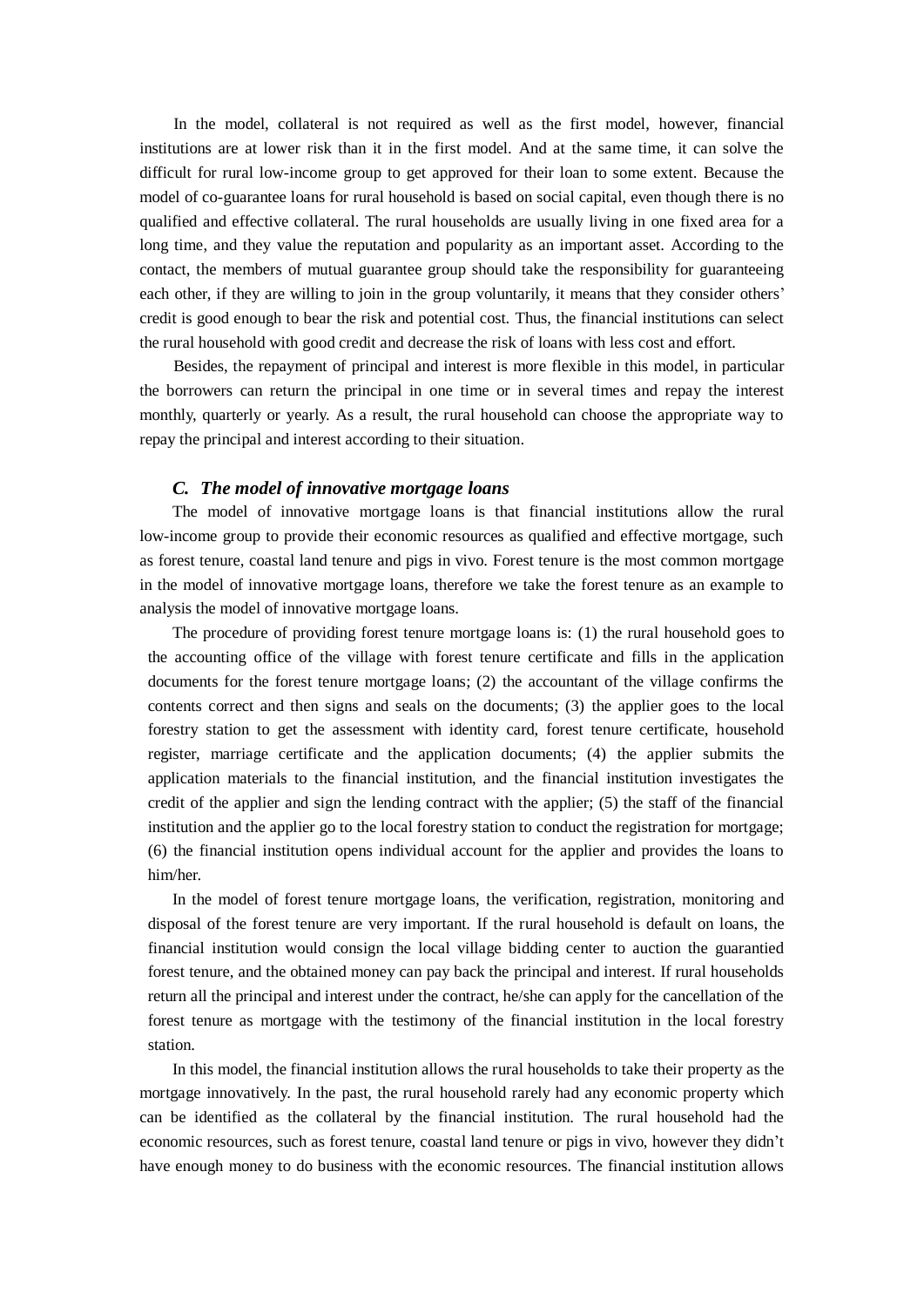In the model, collateral is not required as well as the first model, however, financial institutions are at lower risk than it in the first model. And at the same time, it can solve the difficult for rural low-income group to get approved for their loan to some extent. Because the model of co-guarantee loans for rural household is based on social capital, even though there is no qualified and effective collateral. The rural households are usually living in one fixed area for a long time, and they value the reputation and popularity as an important asset. According to the contact, the members of mutual guarantee group should take the responsibility for guaranteeing each other, if they are willing to join in the group voluntarily, it means that they consider others' credit is good enough to bear the risk and potential cost. Thus, the financial institutions can select the rural household with good credit and decrease the risk of loans with less cost and effort.

Besides, the repayment of principal and interest is more flexible in this model, in particular the borrowers can return the principal in one time or in several times and repay the interest monthly, quarterly or yearly. As a result, the rural household can choose the appropriate way to repay the principal and interest according to their situation.

### *C. The model of innovative mortgage loans*

The model of innovative mortgage loans is that financial institutions allow the rural low-income group to provide their economic resources as qualified and effective mortgage, such as forest tenure, coastal land tenure and pigs in vivo. Forest tenure is the most common mortgage in the model of innovative mortgage loans, therefore we take the forest tenure as an example to analysis the model of innovative mortgage loans.

The procedure of providing forest tenure mortgage loans is: (1) the rural household goes to the accounting office of the village with forest tenure certificate and fills in the application documents for the forest tenure mortgage loans; (2) the accountant of the village confirms the contents correct and then signs and seals on the documents; (3) the applier goes to the local forestry station to get the assessment with identity card, forest tenure certificate, household register, marriage certificate and the application documents; (4) the applier submits the application materials to the financial institution, and the financial institution investigates the credit of the applier and sign the lending contract with the applier; (5) the staff of the financial institution and the applier go to the local forestry station to conduct the registration for mortgage; (6) the financial institution opens individual account for the applier and provides the loans to him/her.

In the model of forest tenure mortgage loans, the verification, registration, monitoring and disposal of the forest tenure are very important. If the rural household is default on loans, the financial institution would consign the local village bidding center to auction the guarantied forest tenure, and the obtained money can pay back the principal and interest. If rural households return all the principal and interest under the contract, he/she can apply for the cancellation of the forest tenure as mortgage with the testimony of the financial institution in the local forestry station.

In this model, the financial institution allows the rural households to take their property as the mortgage innovatively. In the past, the rural household rarely had any economic property which can be identified as the collateral by the financial institution. The rural household had the economic resources, such as forest tenure, coastal land tenure or pigs in vivo, however they didn't have enough money to do business with the economic resources. The financial institution allows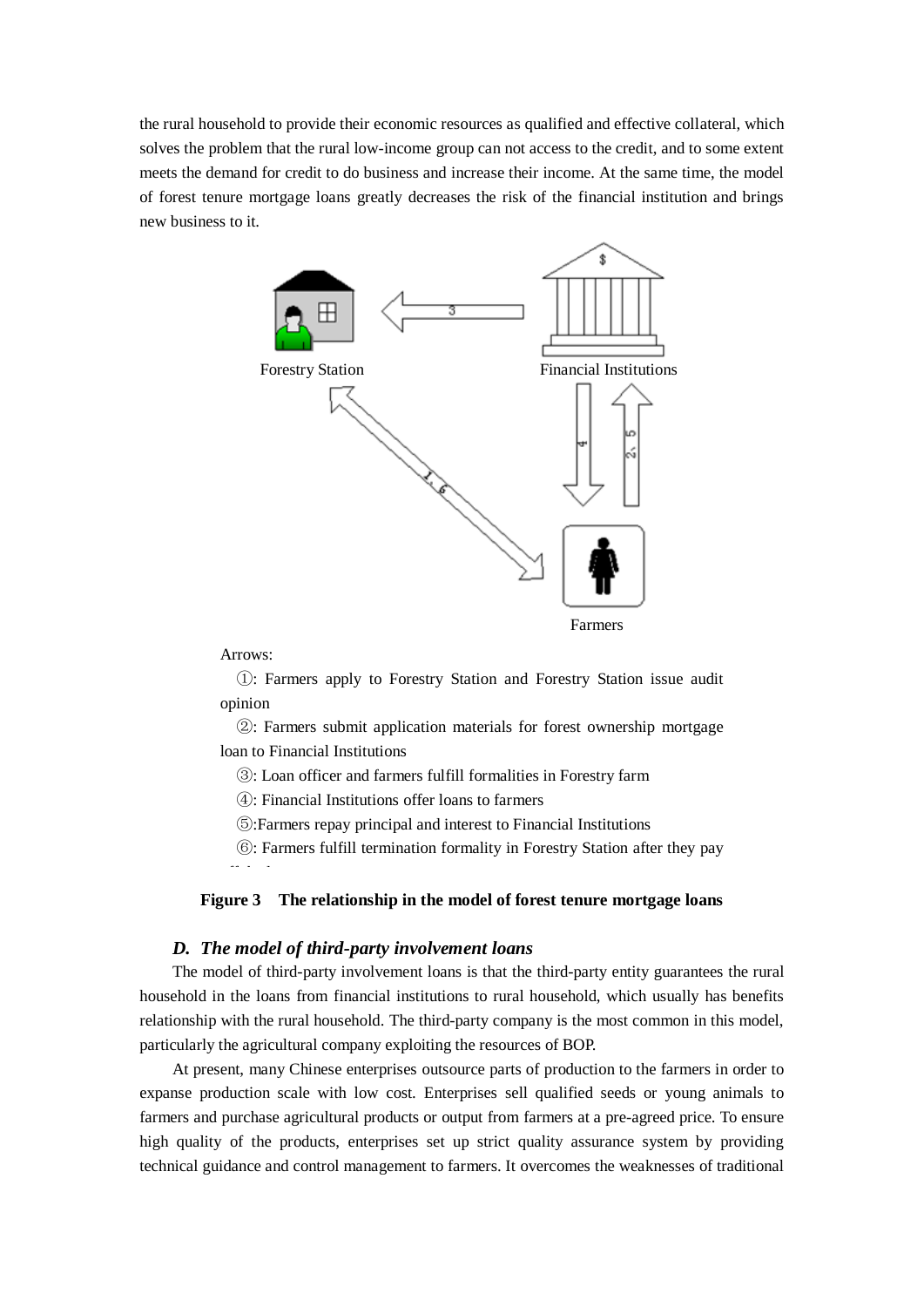the rural household to provide their economic resources as qualified and effective collateral, which solves the problem that the rural low-income group can not access to the credit, and to some extent meets the demand for credit to do business and increase their income. At the same time, the model of forest tenure mortgage loans greatly decreases the risk of the financial institution and brings new business to it.

Forestry Station

Financial Institutions

Farmers

Arrows:

①: Farmers apply to Forestry Station and Forestry Station issue audit opinion

②: Farmers submit application materials for forest ownership mortgage loan to Financial Institutions

③: Loan officer and farmers fulfill formalities in Forestry farm

④: Financial Institutions offer loans to farmers

⑤:Farmers repay principal and interest to Financial Institutions

⑥: Farmers fulfill termination formality in Forestry Station after they pay off the loan

**Figure 3 The relationship in the model of forest tenure mortgage loans**

### *D. The model of third-party involvement loans*

The model of third-party involvement loans is that the third-party entity guarantees the rural household in the loans from financial institutions to rural household, which usually has benefits relationship with the rural household. The third-party company is the most common in this model, particularly the agricultural company exploiting the resources of BOP.

At present, many Chinese enterprises outsource parts of production to the farmers in order to expanse production scale with low cost. Enterprises sell qualified seeds or young animals to farmers and purchase agricultural products or output from farmers at a pre-agreed price. To ensure high quality of the products, enterprises set up strict quality assurance system by providing technical guidance and control management to farmers. It overcomes the weaknesses of traditional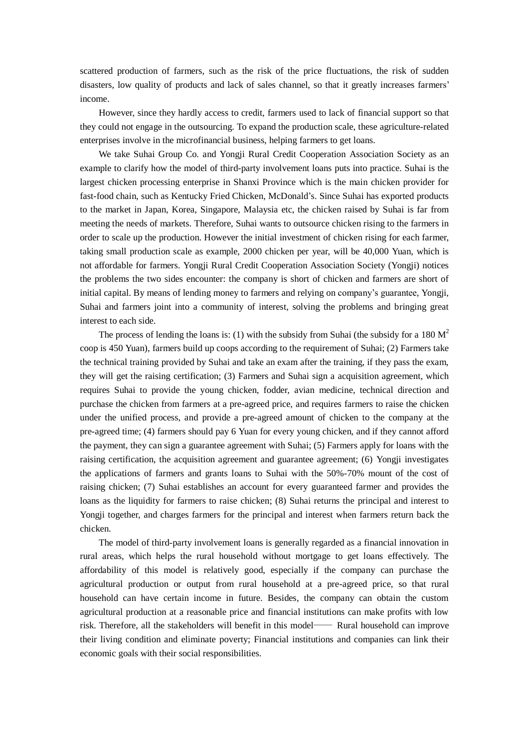scattered production of farmers, such as the risk of the price fluctuations, the risk of sudden disasters, low quality of products and lack of sales channel, so that it greatly increases farmers' income.

However, since they hardly access to credit, farmers used to lack of financial support so that they could not engage in the outsourcing. To expand the production scale, these agriculture-related enterprises involve in the microfinancial business, helping farmers to get loans.

We take Suhai Group Co. and Yongji Rural Credit Cooperation Association Society as an example to clarify how the model of third-party involvement loans puts into practice. Suhai is the largest chicken processing enterprise in Shanxi Province which is the main chicken provider for fast-food chain, such as Kentucky Fried Chicken, McDonald's. Since Suhai has exported products to the market in Japan, Korea, Singapore, Malaysia etc, the chicken raised by Suhai is far from meeting the needs of markets. Therefore, Suhai wants to outsource chicken rising to the farmers in order to scale up the production. However the initial investment of chicken rising for each farmer, taking small production scale as example, 2000 chicken per year, will be 40,000 Yuan, which is not affordable for farmers. Yongji Rural Credit Cooperation Association Society (Yongji) notices the problems the two sides encounter: the company is short of chicken and farmers are short of initial capital. By means of lending money to farmers and relying on company's guarantee, Yongji, Suhai and farmers joint into a community of interest, solving the problems and bringing great interest to each side.

The process of lending the loans is: (1) with the subsidy from Suhai (the subsidy for a 180 $M^2$ coop is 450 Yuan), farmers build up coops according to the requirement of Suhai; (2) Farmers take the technical training provided by Suhai and take an exam after the training, if they pass the exam, they will get the raising certification; (3) Farmers and Suhai sign a acquisition agreement, which requires Suhai to provide the young chicken, fodder, avian medicine, technical direction and purchase the chicken from farmers at a pre-agreed price, and requires farmers to raise the chicken under the unified process, and provide a pre-agreed amount of chicken to the company at the pre-agreed time; (4) farmers should pay 6 Yuan for every young chicken, and if they cannot afford the payment, they can sign a guarantee agreement with Suhai; (5) Farmers apply for loans with the raising certification, the acquisition agreement and guarantee agreement; (6) Yongji investigates the applications of farmers and grants loans to Suhai with the 50%-70% mount of the cost of raising chicken; (7) Suhai establishes an account for every guaranteed farmer and provides the loans as the liquidity for farmers to raise chicken; (8) Suhai returns the principal and interest to Yongji together, and charges farmers for the principal and interest when farmers return back the chicken.

The model of third-party involvement loans is generally regarded as a financial innovation in rural areas, which helps the rural household without mortgage to get loans effectively. The affordability of this model is relatively good, especially if the company can purchase the agricultural production or output from rural household at a pre-agreed price, so that rural household can have certain income in future. Besides, the company can obtain the custom agricultural production at a reasonable price and financial institutions can make profits with low risk. Therefore, all the stakeholders will benefit in this model—— Rural household can improve their living condition and eliminate poverty; Financial institutions and companies can link their economic goals with their social responsibilities.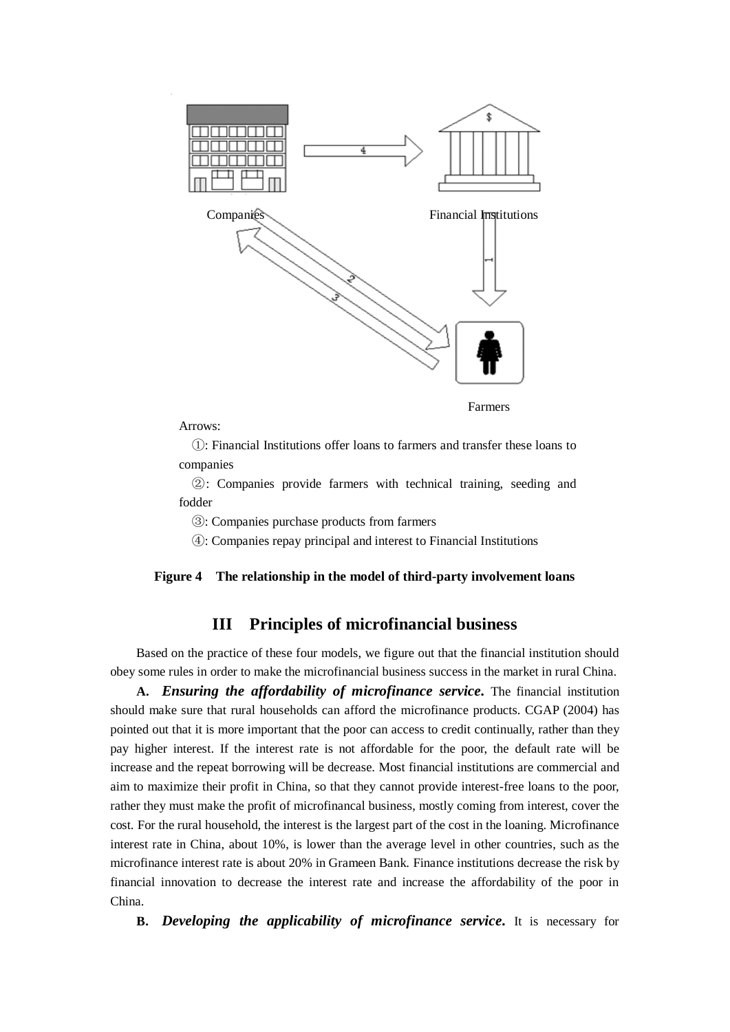Companies

Financial Institutions

Farmers

Arrows:

①: Financial Institutions offer loans to farmers and transfer these loans to companies

②: Companies provide farmers with technical training, seeding and fodder

③: Companies purchase products from farmers

④: Companies repay principal and interest to Financial Institutions

**Figure 4 The relationship in the model of third-party involvement loans**

## III Principles of microfinancial business

Based on the practice of these four models, we figure out that the financial institution should obey some rules in order to make the microfinancial business success in the market in rural China.

**A.** ***Ensuring the affordability of microfinance service.*** The financial institution should make sure that rural households can afford the microfinance products. CGAP (2004) has pointed out that it is more important that the poor can access to credit continually, rather than they pay higher interest. If the interest rate is not affordable for the poor, the default rate will be increase and the repeat borrowing will be decrease. Most financial institutions are commercial and aim to maximize their profit in China, so that they cannot provide interest-free loans to the poor, rather they must make the profit of microfinancal business, mostly coming from interest, cover the cost. For the rural household, the interest is the largest part of the cost in the loaning. Microfinance interest rate in China, about 10%, is lower than the average level in other countries, such as the microfinance interest rate is about 20% in Grameen Bank. Finance institutions decrease the risk by financial innovation to decrease the interest rate and increase the affordability of the poor in China.

**B.** ***Developing the applicability of microfinance service.*** It is necessary for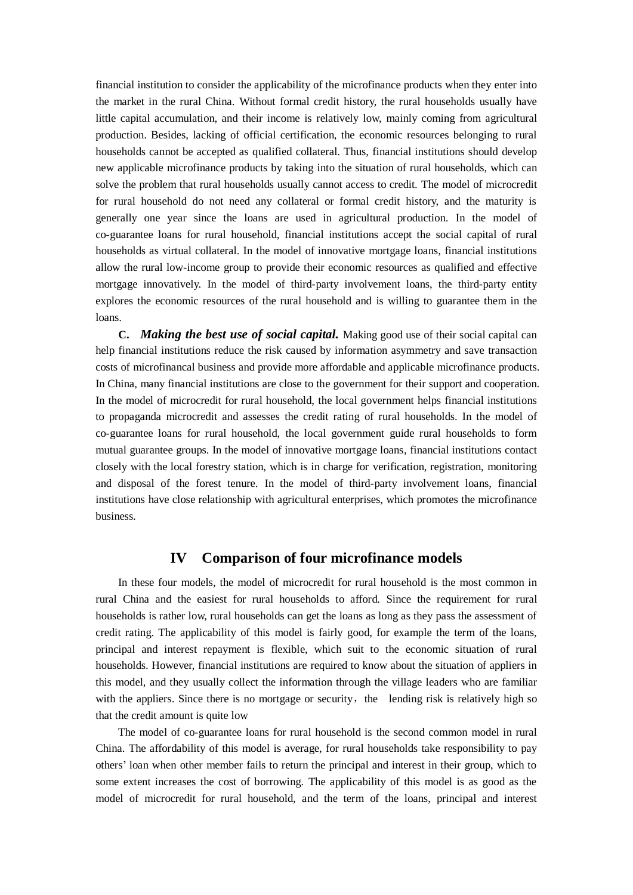financial institution to consider the applicability of the microfinance products when they enter into the market in the rural China. Without formal credit history, the rural households usually have little capital accumulation, and their income is relatively low, mainly coming from agricultural production. Besides, lacking of official certification, the economic resources belonging to rural households cannot be accepted as qualified collateral. Thus, financial institutions should develop new applicable microfinance products by taking into the situation of rural households, which can solve the problem that rural households usually cannot access to credit. The model of microcredit for rural household do not need any collateral or formal credit history, and the maturity is generally one year since the loans are used in agricultural production. In the model of co-guarantee loans for rural household, financial institutions accept the social capital of rural households as virtual collateral. In the model of innovative mortgage loans, financial institutions allow the rural low-income group to provide their economic resources as qualified and effective mortgage innovatively. In the model of third-party involvement loans, the third-party entity explores the economic resources of the rural household and is willing to guarantee them in the loans.

**C.** ***Making the best use of social capital.*** Making good use of their social capital can help financial institutions reduce the risk caused by information asymmetry and save transaction costs of microfinancal business and provide more affordable and applicable microfinance products. In China, many financial institutions are close to the government for their support and cooperation. In the model of microcredit for rural household, the local government helps financial institutions to propaganda microcredit and assesses the credit rating of rural households. In the model of co-guarantee loans for rural household, the local government guide rural households to form mutual guarantee groups. In the model of innovative mortgage loans, financial institutions contact closely with the local forestry station, which is in charge for verification, registration, monitoring and disposal of the forest tenure. In the model of third-party involvement loans, financial institutions have close relationship with agricultural enterprises, which promotes the microfinance business.

## IV Comparison of four microfinance models

In these four models, the model of microcredit for rural household is the most common in rural China and the easiest for rural households to afford. Since the requirement for rural households is rather low, rural households can get the loans as long as they pass the assessment of credit rating. The applicability of this model is fairly good, for example the term of the loans, principal and interest repayment is flexible, which suit to the economic situation of rural households. However, financial institutions are required to know about the situation of appliers in this model, and they usually collect the information through the village leaders who are familiar with the appliers. Since there is no mortgage or security， the lending risk is relatively high so that the credit amount is quite low

The model of co-guarantee loans for rural household is the second common model in rural China. The affordability of this model is average, for rural households take responsibility to pay others' loan when other member fails to return the principal and interest in their group, which to some extent increases the cost of borrowing. The applicability of this model is as good as the model of microcredit for rural household, and the term of the loans, principal and interest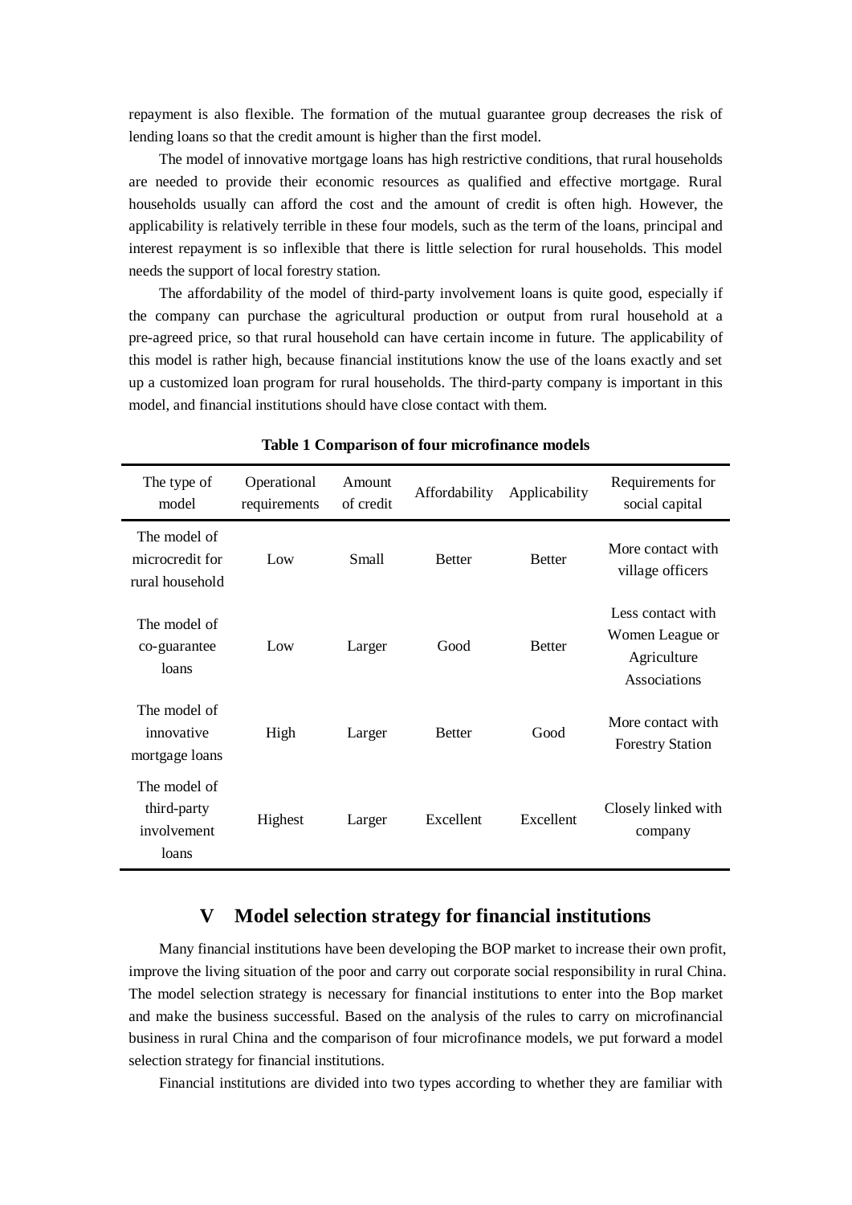repayment is also flexible. The formation of the mutual guarantee group decreases the risk of lending loans so that the credit amount is higher than the first model.

The model of innovative mortgage loans has high restrictive conditions, that rural households are needed to provide their economic resources as qualified and effective mortgage. Rural households usually can afford the cost and the amount of credit is often high. However, the applicability is relatively terrible in these four models, such as the term of the loans, principal and interest repayment is so inflexible that there is little selection for rural households. This model needs the support of local forestry station.

The affordability of the model of third-party involvement loans is quite good, especially if the company can purchase the agricultural production or output from rural household at a pre-agreed price, so that rural household can have certain income in future. The applicability of this model is rather high, because financial institutions know the use of the loans exactly and set up a customized loan program for rural households. The third-party company is important in this model, and financial institutions should have close contact with them.

**Table 1 Comparison of four microfinance models**

| The type of model | Operational requirements | Amount of credit | Affordability | Applicability | Requirements for social capital |
|---|---|---|---|---|---|
| The model of microcredit for rural household | Low | Small | Better | Better | More contact with village officers |
| The model of co-guarantee loans | Low | Larger | Good | Better | Less contact with Women League or Agriculture Associations |
| The model of innovative mortgage loans | High | Larger | Better | Good | More contact with Forestry Station |
| The model of third-party involvement loans | Highest | Larger | Excellent | Excellent | Closely linked with company |

## V Model selection strategy for financial institutions

Many financial institutions have been developing the BOP market to increase their own profit, improve the living situation of the poor and carry out corporate social responsibility in rural China. The model selection strategy is necessary for financial institutions to enter into the Bop market and make the business successful. Based on the analysis of the rules to carry on microfinancial business in rural China and the comparison of four microfinance models, we put forward a model selection strategy for financial institutions.

Financial institutions are divided into two types according to whether they are familiar with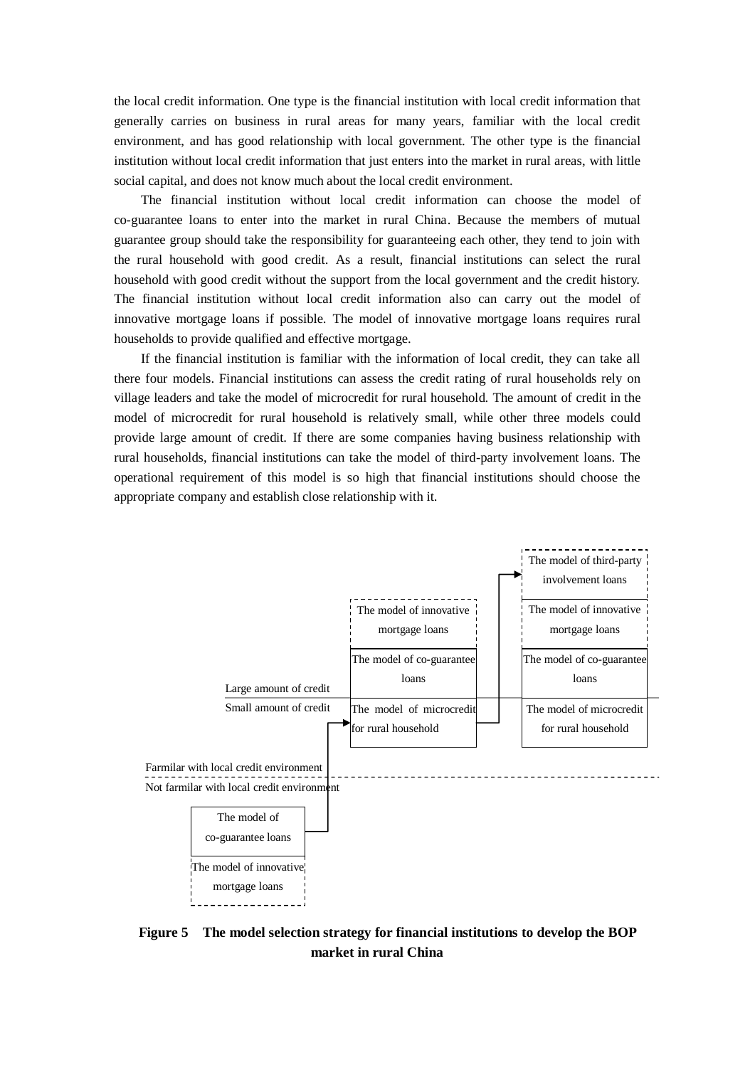the local credit information. One type is the financial institution with local credit information that generally carries on business in rural areas for many years, familiar with the local credit environment, and has good relationship with local government. The other type is the financial institution without local credit information that just enters into the market in rural areas, with little social capital, and does not know much about the local credit environment.

The financial institution without local credit information can choose the model of co-guarantee loans to enter into the market in rural China. Because the members of mutual guarantee group should take the responsibility for guaranteeing each other, they tend to join with the rural household with good credit. As a result, financial institutions can select the rural household with good credit without the support from the local government and the credit history. The financial institution without local credit information also can carry out the model of innovative mortgage loans if possible. The model of innovative mortgage loans requires rural households to provide qualified and effective mortgage.

If the financial institution is familiar with the information of local credit, they can take all there four models. Financial institutions can assess the credit rating of rural households rely on village leaders and take the model of microcredit for rural household. The amount of credit in the model of microcredit for rural household is relatively small, while other three models could provide large amount of credit. If there are some companies having business relationship with rural households, financial institutions can take the model of third-party involvement loans. The operational requirement of this model is so high that financial institutions should choose the appropriate company and establish close relationship with it.

Large amount of credit / Small amount of credit

Farmilar with local credit environment / Not farmilar with local credit environment

- Not farmilar with local credit environment: The model of co-guarantee loans; The model of innovative mortgage loans
- → The model of microcredit for rural household; The model of co-guarantee loans; The model of innovative mortgage loans
- → The model of microcredit for rural household; The model of co-guarantee loans; The model of innovative mortgage loans; The model of third-party involvement loans

**Figure 5　The model selection strategy for financial institutions to develop the BOP market in rural China**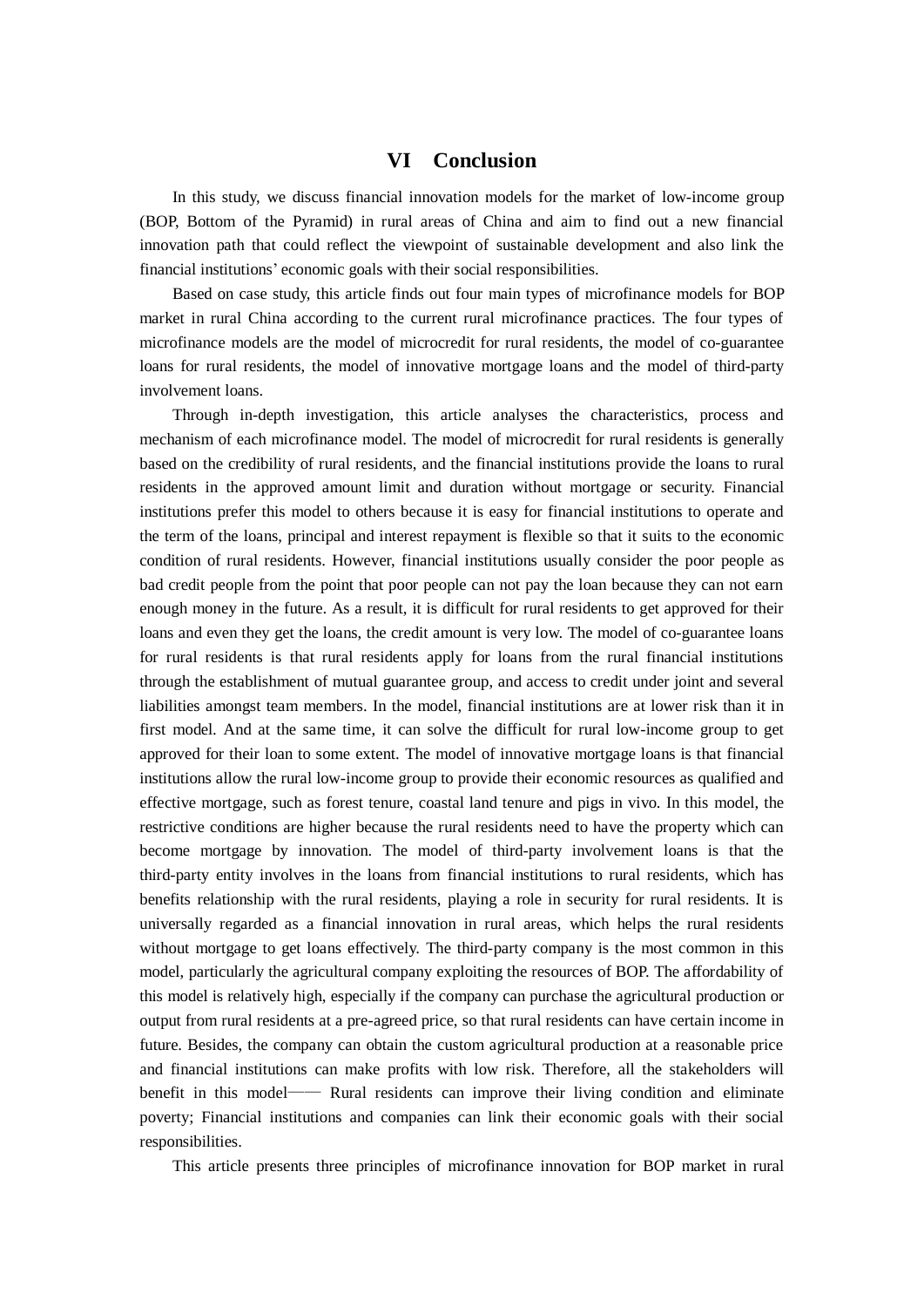## VI Conclusion

In this study, we discuss financial innovation models for the market of low-income group (BOP, Bottom of the Pyramid) in rural areas of China and aim to find out a new financial innovation path that could reflect the viewpoint of sustainable development and also link the financial institutions' economic goals with their social responsibilities.

Based on case study, this article finds out four main types of microfinance models for BOP market in rural China according to the current rural microfinance practices. The four types of microfinance models are the model of microcredit for rural residents, the model of co-guarantee loans for rural residents, the model of innovative mortgage loans and the model of third-party involvement loans.

Through in-depth investigation, this article analyses the characteristics, process and mechanism of each microfinance model. The model of microcredit for rural residents is generally based on the credibility of rural residents, and the financial institutions provide the loans to rural residents in the approved amount limit and duration without mortgage or security. Financial institutions prefer this model to others because it is easy for financial institutions to operate and the term of the loans, principal and interest repayment is flexible so that it suits to the economic condition of rural residents. However, financial institutions usually consider the poor people as bad credit people from the point that poor people can not pay the loan because they can not earn enough money in the future. As a result, it is difficult for rural residents to get approved for their loans and even they get the loans, the credit amount is very low. The model of co-guarantee loans for rural residents is that rural residents apply for loans from the rural financial institutions through the establishment of mutual guarantee group, and access to credit under joint and several liabilities amongst team members. In the model, financial institutions are at lower risk than it in first model. And at the same time, it can solve the difficult for rural low-income group to get approved for their loan to some extent. The model of innovative mortgage loans is that financial institutions allow the rural low-income group to provide their economic resources as qualified and effective mortgage, such as forest tenure, coastal land tenure and pigs in vivo. In this model, the restrictive conditions are higher because the rural residents need to have the property which can become mortgage by innovation. The model of third-party involvement loans is that the third-party entity involves in the loans from financial institutions to rural residents, which has benefits relationship with the rural residents, playing a role in security for rural residents. It is universally regarded as a financial innovation in rural areas, which helps the rural residents without mortgage to get loans effectively. The third-party company is the most common in this model, particularly the agricultural company exploiting the resources of BOP. The affordability of this model is relatively high, especially if the company can purchase the agricultural production or output from rural residents at a pre-agreed price, so that rural residents can have certain income in future. Besides, the company can obtain the custom agricultural production at a reasonable price and financial institutions can make profits with low risk. Therefore, all the stakeholders will benefit in this model—— Rural residents can improve their living condition and eliminate poverty; Financial institutions and companies can link their economic goals with their social responsibilities.

This article presents three principles of microfinance innovation for BOP market in rural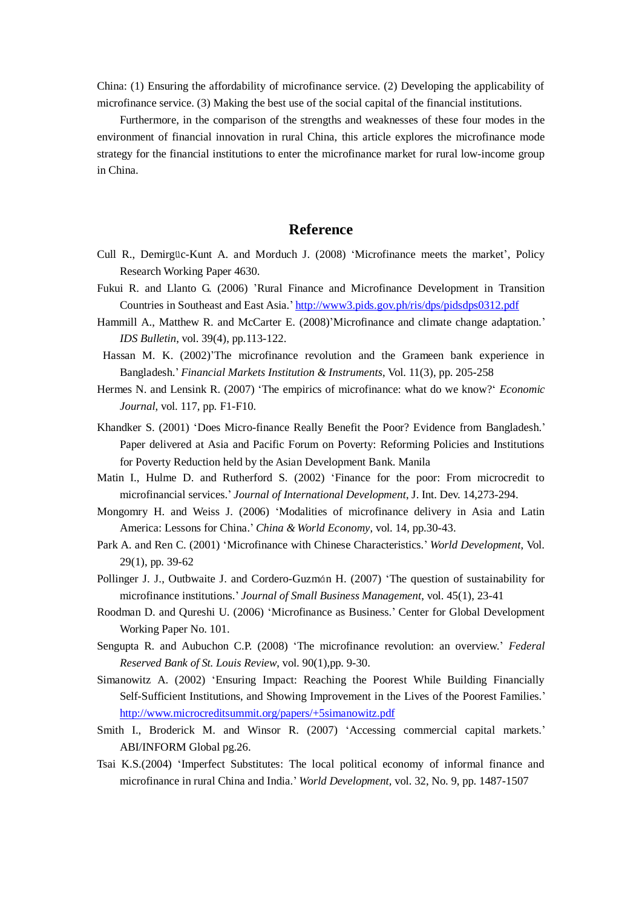China: (1) Ensuring the affordability of microfinance service. (2) Developing the applicability of microfinance service. (3) Making the best use of the social capital of the financial institutions.

Furthermore, in the comparison of the strengths and weaknesses of these four modes in the environment of financial innovation in rural China, this article explores the microfinance mode strategy for the financial institutions to enter the microfinance market for rural low-income group in China.

## Reference

Cull R., Demirgüc-Kunt A. and Morduch J. (2008) 'Microfinance meets the market', Policy Research Working Paper 4630.

Fukui R. and Llanto G. (2006) 'Rural Finance and Microfinance Development in Transition Countries in Southeast and East Asia.' http://www3.pids.gov.ph/ris/dps/pidsdps0312.pdf

Hammill A., Matthew R. and McCarter E. (2008)'Microfinance and climate change adaptation.' *IDS Bulletin*, vol. 39(4), pp.113-122.

Hassan M. K. (2002)'The microfinance revolution and the Grameen bank experience in Bangladesh.' *Financial Markets Institution & Instruments*, Vol. 11(3), pp. 205-258

Hermes N. and Lensink R. (2007) 'The empirics of microfinance: what do we know?' *Economic Journal*, vol. 117, pp. F1-F10.

Khandker S. (2001) 'Does Micro-finance Really Benefit the Poor? Evidence from Bangladesh.' Paper delivered at Asia and Pacific Forum on Poverty: Reforming Policies and Institutions for Poverty Reduction held by the Asian Development Bank. Manila

Matin I., Hulme D. and Rutherford S. (2002) 'Finance for the poor: From microcredit to microfinancial services.' *Journal of International Development*, J. Int. Dev. 14,273-294.

Mongomry H. and Weiss J. (2006) 'Modalities of microfinance delivery in Asia and Latin America: Lessons for China.' *China & World Economy*, vol. 14, pp.30-43.

Park A. and Ren C. (2001) 'Microfinance with Chinese Characteristics.' *World Development*, Vol. 29(1), pp. 39-62

Pollinger J. J., Outbwaite J. and Cordero-Guzmán H. (2007) 'The question of sustainability for microfinance institutions.' *Journal of Small Business Management*, vol. 45(1), 23-41

Roodman D. and Qureshi U. (2006) 'Microfinance as Business.' Center for Global Development Working Paper No. 101.

Sengupta R. and Aubuchon C.P. (2008) 'The microfinance revolution: an overview.' *Federal Reserved Bank of St. Louis Review*, vol. 90(1),pp. 9-30.

Simanowitz A. (2002) 'Ensuring Impact: Reaching the Poorest While Building Financially Self-Sufficient Institutions, and Showing Improvement in the Lives of the Poorest Families.' http://www.microcreditsummit.org/papers/+5simanowitz.pdf

Smith I., Broderick M. and Winsor R. (2007) 'Accessing commercial capital markets.' ABI/INFORM Global pg.26.

Tsai K.S.(2004) 'Imperfect Substitutes: The local political economy of informal finance and microfinance in rural China and India.' *World Development*, vol. 32, No. 9, pp. 1487-1507